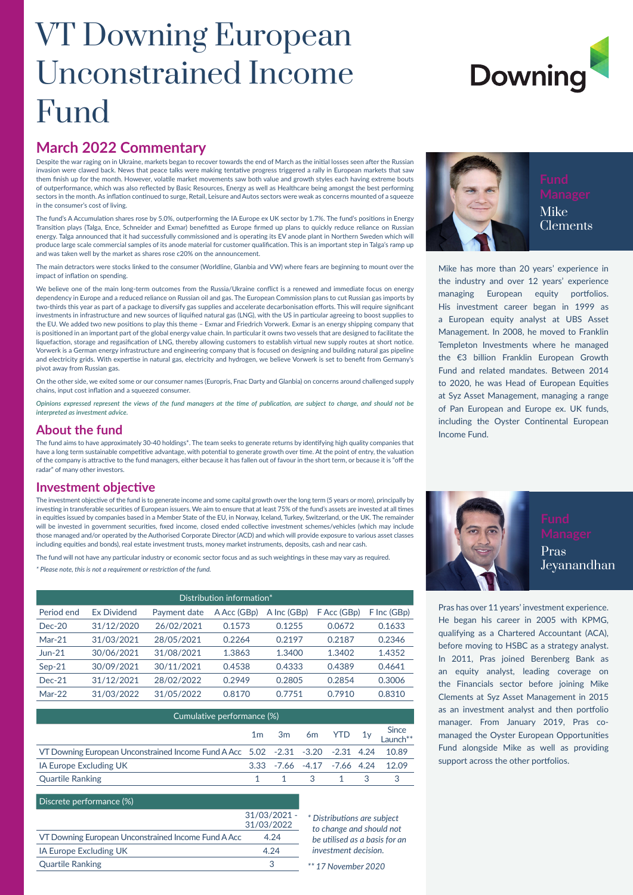# VT Downing European Unconstrained Income Fund

Downing

## March 2022 Commentary

Despite the war raging on in Ukraine, markets began to recover towards the end of March as the initial losses seen after the Russian invasion were clawed back. News that peace talks were making tentative progress triggered a rally in European markets that saw them finish up for the month. However, volatile market movements saw both value and growth styles each having extreme bouts of outperformance, which was also reflected by Basic Resources, Energy as well as Healthcare being amongst the best performing sectors in the month. As inflation continued to surge, Retail, Leisure and Autos sectors were weak as concerns mounted of a squeeze in the consumer's cost of living.

The fund's A Accumulation shares rose by 5.0%, outperforming the IA Europe ex UK sector by 1.7%. The fund's positions in Energy Transition plays (Talga, Ence, Schneider and Exmar) benefitted as Europe firmed up plans to quickly reduce reliance on Russian energy. Talga announced that it had successfully commissioned and is operating its EV anode plant in Northern Sweden which will produce large scale commercial samples of its anode material for customer qualification. This is an important step in Talga's ramp up and was taken well by the market as shares rose c20% on the announcement.

The main detractors were stocks linked to the consumer (Worldline, Glanbia and VW) where fears are beginning to mount over the impact of inflation on spending.

We believe one of the main long-term outcomes from the Russia/Ukraine conflict is a renewed and immediate focus on energy dependency in Europe and a reduced reliance on Russian oil and gas. The European Commission plans to cut Russian gas imports by two-thirds this year as part of a package to diversify gas supplies and accelerate decarbonisation efforts. This will require significant investments in infrastructure and new sources of liquified natural gas (LNG), with the US in particular agreeing to boost supplies to the EU. We added two new positions to play this theme – Exmar and Friedrich Vorwerk. Exmar is an energy shipping company that is positioned in an important part of the global energy value chain. In particular it owns two vessels that are designed to facilitate the liquefaction, storage and regasification of LNG, thereby allowing customers to establish virtual new supply routes at short notice. Vorwerk is a German energy infrastructure and engineering company that is focused on designing and building natural gas pipeline and electricity grids. With expertise in natural gas, electricity and hydrogen, we believe Vorwerk is set to benefit from Germany's pivot away from Russian gas.

On the other side, we exited some or our consumer names (Europris, Fnac Darty and Glanbia) on concerns around challenged supply chains, input cost inflation and a squeezed consumer.

*Opinions expressed represent the views of the fund managers at the time of publication, are subject to change, and should not be interpreted as investment advice.*

## About the fund

The fund aims to have approximately 30-40 holdings*. The team seeks to generate returns by identifying high quality companies that have a long term sustainable competitive advantage, with potential to generate growth over time. At the point of entry, the valuation of the company is attractive to the fund managers, either because it has fallen out of favour in the short term, or because it is "off the radar" of many other investors.

## Investment objective

The investment objective of the fund is to generate income and some capital growth over the long term (5 years or more), principally by investing in transferable securities of European issuers. We aim to ensure that at least 75% of the fund's assets are invested at all times in equities issued by companies based in a Member State of the EU, in Norway, Iceland, Turkey, Switzerland, or the UK. The remainder will be invested in government securities, fixed income, closed ended collective investment schemes/vehicles (which may include those managed and/or operated by the Authorised Corporate Director (ACD) and which will provide exposure to various asset classes including equities and bonds), real estate investment trusts, money market instruments, deposits, cash and near cash.

The fund will not have any particular industry or economic sector focus and as such weightings in these may vary as required.

*\* Please note, this is not a requirement or restriction of the fund.*

| Distribution information* | | | | | | |
|---|---|---|---|---|---|---|
| Period end | Ex Dividend | Payment date | A Acc (GBp) | A Inc (GBp) | F Acc (GBp) | F Inc (GBp) |
| Dec-20 | 31/12/2020 | 26/02/2021 | 0.1573 | 0.1255 | 0.0672 | 0.1633 |
| Mar-21 | 31/03/2021 | 28/05/2021 | 0.2264 | 0.2197 | 0.2187 | 0.2346 |
| Jun-21 | 30/06/2021 | 31/08/2021 | 1.3863 | 1.3400 | 1.3402 | 1.4352 |
| Sep-21 | 30/09/2021 | 30/11/2021 | 0.4538 | 0.4333 | 0.4389 | 0.4641 |
| Dec-21 | 31/12/2021 | 28/02/2022 | 0.2949 | 0.2805 | 0.2854 | 0.3006 |
| Mar-22 | 31/03/2022 | 31/05/2022 | 0.8170 | 0.7751 | 0.7910 | 0.8310 |

| Cumulative performance (%) | 1m | 3m | 6m | YTD | 1y | Since Launch** |
|---|---|---|---|---|---|---|
| VT Downing European Unconstrained Income Fund A Acc | 5.02 | -2.31 | -3.20 | -2.31 | 4.24 | 10.89 |
| IA Europe Excluding UK | 3.33 | -7.66 | -4.17 | -7.66 | 4.24 | 12.09 |
| Quartile Ranking | 1 | 1 | 3 | 1 | 3 | 3 |

| Discrete performance (%) | 31/03/2021 - 31/03/2022 |
|---|---|
| VT Downing European Unconstrained Income Fund A Acc | 4.24 |
| IA Europe Excluding UK | 4.24 |
| Quartile Ranking | 3 |

*\* Distributions are subject to change and should not be utilised as a basis for an investment decision.*

*\*\* 17 November 2020*

### Fund Manager
Mike Clements

Mike has more than 20 years' experience in the industry and over 12 years' experience managing European equity portfolios. His investment career began in 1999 as a European equity analyst at UBS Asset Management. In 2008, he moved to Franklin Templeton Investments where he managed the €3 billion Franklin European Growth Fund and related mandates. Between 2014 to 2020, he was Head of European Equities at Syz Asset Management, managing a range of Pan European and Europe ex. UK funds, including the Oyster Continental European Income Fund.

### Fund Manager
Pras Jeyanandhan

Pras has over 11 years' investment experience. He began his career in 2005 with KPMG, qualifying as a Chartered Accountant (ACA), before moving to HSBC as a strategy analyst. In 2011, Pras joined Berenberg Bank as an equity analyst, leading coverage on the Financials sector before joining Mike Clements at Syz Asset Management in 2015 as an investment analyst and then portfolio manager. From January 2019, Pras co-managed the Oyster European Opportunities Fund alongside Mike as well as providing support across the other portfolios.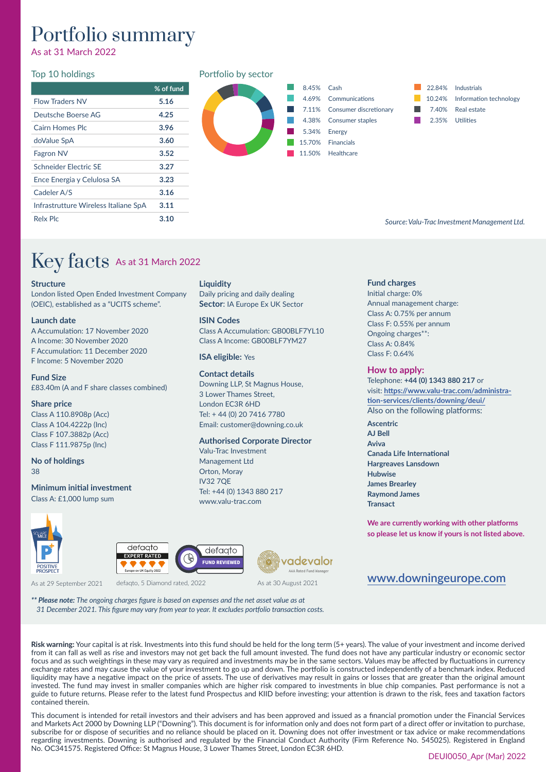# Portfolio summary

As at 31 March 2022

## Top 10 holdings

| | % of fund |
|---|---|
| Flow Traders NV | 5.16 |
| Deutsche Boerse AG | 4.25 |
| Cairn Homes Plc | 3.96 |
| doValue SpA | 3.60 |
| Fagron NV | 3.52 |
| Schneider Electric SE | 3.27 |
| Ence Energia y Celulosa SA | 3.23 |
| Cadeler A/S | 3.16 |
| Infrastrutture Wireless Italiane SpA | 3.11 |
| Relx Plc | 3.10 |

## Portfolio by sector

8.45% Cash
4.69% Communications
7.11% Consumer discretionary
4.38% Consumer staples
5.34% Energy
15.70% Financials
11.50% Healthcare
22.84% Industrials
10.24% Information technology
7.40% Real estate
2.35% Utilities

*Source: Valu-Trac Investment Management Ltd.*

# Key facts As at 31 March 2022

**Structure**
London listed Open Ended Investment Company (OEIC), established as a "UCITS scheme".

**Launch date**
A Accumulation: 17 November 2020
A Income: 30 November 2020
F Accumulation: 11 December 2020
F Income: 5 November 2020

**Fund Size**
£83.40m (A and F share classes combined)

**Share price**
Class A 110.8908p (Acc)
Class A 104.4222p (Inc)
Class F 107.3882p (Acc)
Class F 111.9875p (Inc)

**No of holdings**
38

**Minimum initial investment**
Class A: £1,000 lump sum

**Liquidity**
Daily pricing and daily dealing
**Sector**: IA Europe Ex UK Sector

**ISIN Codes**
Class A Accumulation: GB00BLF7YL10
Class A Income: GB00BLF7YM27

**ISA eligible:** Yes

**Contact details**
Downing LLP, St Magnus House,
3 Lower Thames Street,
London EC3R 6HD
Tel: + 44 (0) 20 7416 7780
Email: customer@downing.co.uk

**Authorised Corporate Director**
Valu-Trac Investment Management Ltd
Orton, Moray
IV32 7QE
Tel: +44 (0) 1343 880 217
www.valu-trac.com

**Fund charges**
Initial charge: 0%
Annual management charge:
Class A: 0.75% per annum
Class F: 0.55% per annum
Ongoing charges**:
Class A: 0.84%
Class F: 0.64%

**How to apply:**
Telephone: **+44 (0) 1343 880 217** or visit: **https://www.valu-trac.com/administration-services/clients/downing/deui/**
Also on the following platforms:

**Ascentric**
**AJ Bell**
**Aviva**
**Canada Life International**
**Hargreaves Lansdown**
**Hubwise**
**James Brearley**
**Raymond James**
**Transact**

**We are currently working with other platforms so please let us know if yours is not listed above.**

As at 29 September 2021

defaqto, 5 Diamond rated, 2022

As at 30 August 2021

**www.downingeurope.com**

*** Please note: The ongoing charges figure is based on expenses and the net asset value as at 31 December 2021. This figure may vary from year to year. It excludes portfolio transaction costs.*

**Risk warning:** Your capital is at risk. Investments into this fund should be held for the long term (5+ years). The value of your investment and income derived from it can fall as well as rise and investors may not get back the full amount invested. The fund does not have any particular industry or economic sector focus and as such weightings in these may vary as required and investments may be in the same sectors. Values may be affected by fluctuations in currency exchange rates and may cause the value of your investment to go up and down. The portfolio is constructed independently of a benchmark index. Reduced liquidity may have a negative impact on the price of assets. The use of derivatives may result in gains or losses that are greater than the original amount invested. The fund may invest in smaller companies which are higher risk compared to investments in blue chip companies. Past performance is not a guide to future returns. Please refer to the latest fund Prospectus and KIID before investing; your attention is drawn to the risk, fees and taxation factors contained therein.

This document is intended for retail investors and their advisers and has been approved and issued as a financial promotion under the Financial Services and Markets Act 2000 by Downing LLP ("Downing"). This document is for information only and does not form part of a direct offer or invitation to purchase, subscribe for or dispose of securities and no reliance should be placed on it. Downing does not offer investment or tax advice or make recommendations regarding investments. Downing is authorised and regulated by the Financial Conduct Authority (Firm Reference No. 545025). Registered in England No. OC341575. Registered Office: St Magnus House, 3 Lower Thames Street, London EC3R 6HD.

DEUI0050_Apr (Mar) 2022